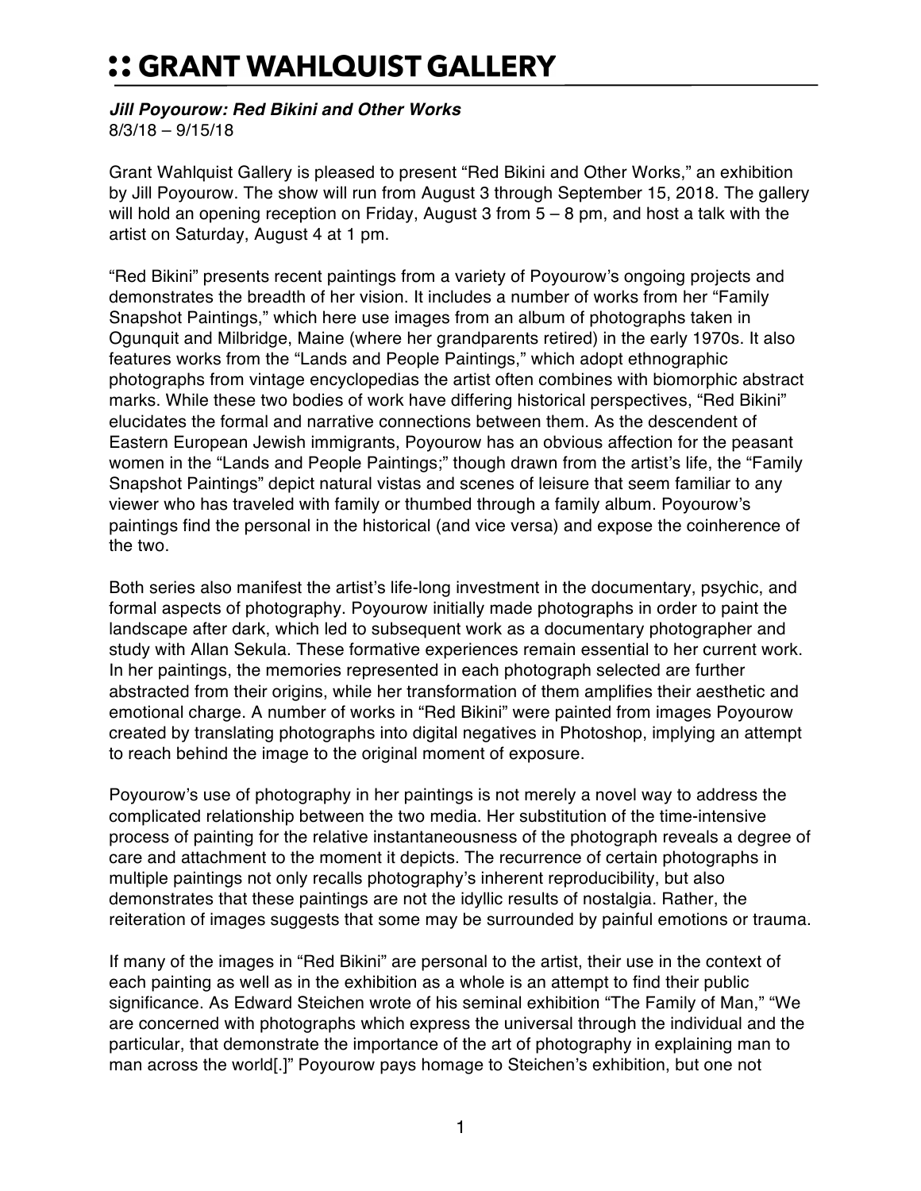# :: GRANT WAHLQUIST GALLERY

***Jill Poyourow: Red Bikini and Other Works***
8/3/18 – 9/15/18

Grant Wahlquist Gallery is pleased to present "Red Bikini and Other Works," an exhibition by Jill Poyourow. The show will run from August 3 through September 15, 2018. The gallery will hold an opening reception on Friday, August 3 from 5 – 8 pm, and host a talk with the artist on Saturday, August 4 at 1 pm.

"Red Bikini" presents recent paintings from a variety of Poyourow's ongoing projects and demonstrates the breadth of her vision. It includes a number of works from her "Family Snapshot Paintings," which here use images from an album of photographs taken in Ogunquit and Milbridge, Maine (where her grandparents retired) in the early 1970s. It also features works from the "Lands and People Paintings," which adopt ethnographic photographs from vintage encyclopedias the artist often combines with biomorphic abstract marks. While these two bodies of work have differing historical perspectives, "Red Bikini" elucidates the formal and narrative connections between them. As the descendent of Eastern European Jewish immigrants, Poyourow has an obvious affection for the peasant women in the "Lands and People Paintings;" though drawn from the artist's life, the "Family Snapshot Paintings" depict natural vistas and scenes of leisure that seem familiar to any viewer who has traveled with family or thumbed through a family album. Poyourow's paintings find the personal in the historical (and vice versa) and expose the coinherence of the two.

Both series also manifest the artist's life-long investment in the documentary, psychic, and formal aspects of photography. Poyourow initially made photographs in order to paint the landscape after dark, which led to subsequent work as a documentary photographer and study with Allan Sekula. These formative experiences remain essential to her current work. In her paintings, the memories represented in each photograph selected are further abstracted from their origins, while her transformation of them amplifies their aesthetic and emotional charge. A number of works in "Red Bikini" were painted from images Poyourow created by translating photographs into digital negatives in Photoshop, implying an attempt to reach behind the image to the original moment of exposure.

Poyourow's use of photography in her paintings is not merely a novel way to address the complicated relationship between the two media. Her substitution of the time-intensive process of painting for the relative instantaneousness of the photograph reveals a degree of care and attachment to the moment it depicts. The recurrence of certain photographs in multiple paintings not only recalls photography's inherent reproducibility, but also demonstrates that these paintings are not the idyllic results of nostalgia. Rather, the reiteration of images suggests that some may be surrounded by painful emotions or trauma.

If many of the images in "Red Bikini" are personal to the artist, their use in the context of each painting as well as in the exhibition as a whole is an attempt to find their public significance. As Edward Steichen wrote of his seminal exhibition "The Family of Man," "We are concerned with photographs which express the universal through the individual and the particular, that demonstrate the importance of the art of photography in explaining man to man across the world[.]" Poyourow pays homage to Steichen's exhibition, but one not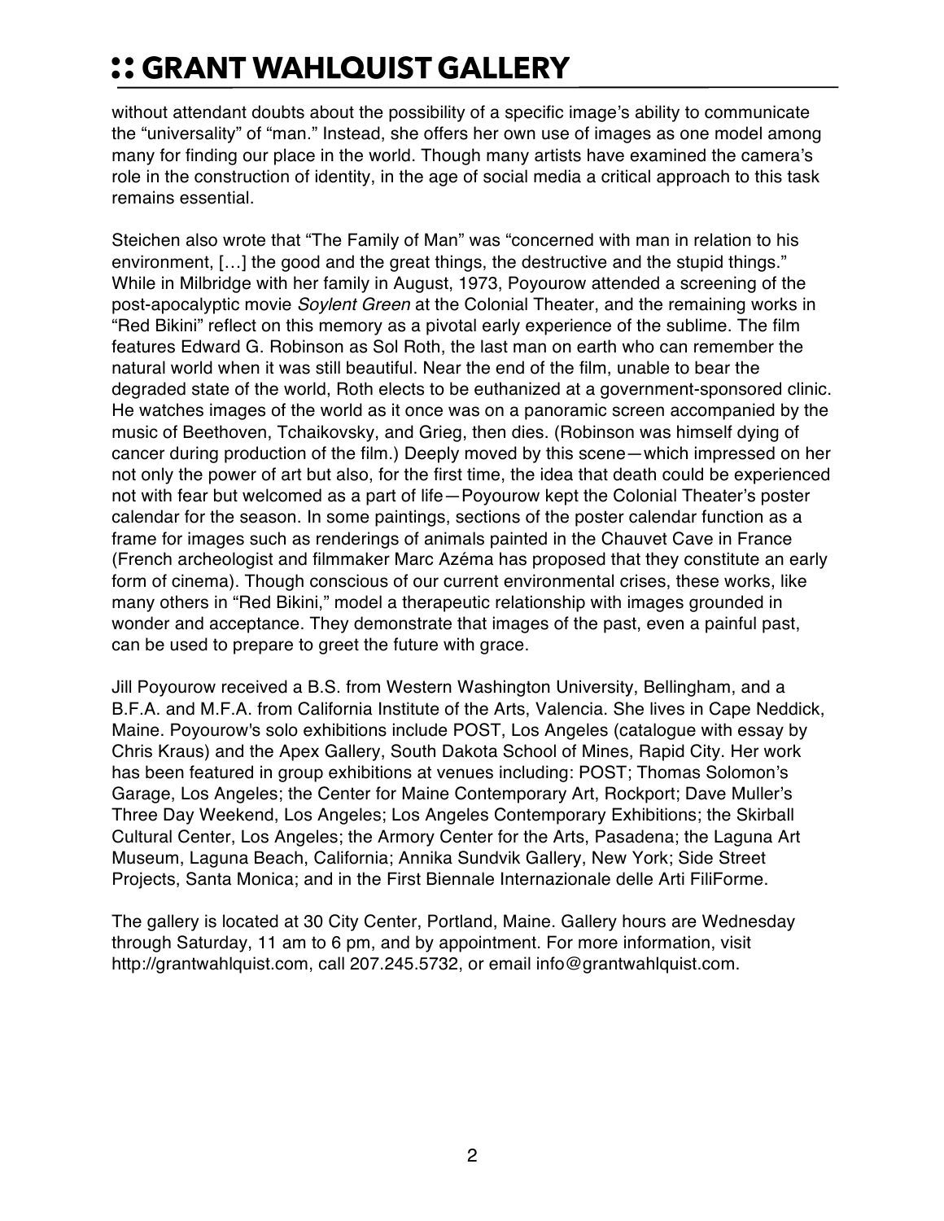without attendant doubts about the possibility of a specific image's ability to communicate the "universality" of "man." Instead, she offers her own use of images as one model among many for finding our place in the world. Though many artists have examined the camera's role in the construction of identity, in the age of social media a critical approach to this task remains essential.

Steichen also wrote that "The Family of Man" was "concerned with man in relation to his environment, […] the good and the great things, the destructive and the stupid things." While in Milbridge with her family in August, 1973, Poyourow attended a screening of the post-apocalyptic movie *Soylent Green* at the Colonial Theater, and the remaining works in "Red Bikini" reflect on this memory as a pivotal early experience of the sublime. The film features Edward G. Robinson as Sol Roth, the last man on earth who can remember the natural world when it was still beautiful. Near the end of the film, unable to bear the degraded state of the world, Roth elects to be euthanized at a government-sponsored clinic. He watches images of the world as it once was on a panoramic screen accompanied by the music of Beethoven, Tchaikovsky, and Grieg, then dies. (Robinson was himself dying of cancer during production of the film.) Deeply moved by this scene—which impressed on her not only the power of art but also, for the first time, the idea that death could be experienced not with fear but welcomed as a part of life—Poyourow kept the Colonial Theater's poster calendar for the season. In some paintings, sections of the poster calendar function as a frame for images such as renderings of animals painted in the Chauvet Cave in France (French archeologist and filmmaker Marc Azéma has proposed that they constitute an early form of cinema). Though conscious of our current environmental crises, these works, like many others in "Red Bikini," model a therapeutic relationship with images grounded in wonder and acceptance. They demonstrate that images of the past, even a painful past, can be used to prepare to greet the future with grace.

Jill Poyourow received a B.S. from Western Washington University, Bellingham, and a B.F.A. and M.F.A. from California Institute of the Arts, Valencia. She lives in Cape Neddick, Maine. Poyourow's solo exhibitions include POST, Los Angeles (catalogue with essay by Chris Kraus) and the Apex Gallery, South Dakota School of Mines, Rapid City. Her work has been featured in group exhibitions at venues including: POST; Thomas Solomon's Garage, Los Angeles; the Center for Maine Contemporary Art, Rockport; Dave Muller's Three Day Weekend, Los Angeles; Los Angeles Contemporary Exhibitions; the Skirball Cultural Center, Los Angeles; the Armory Center for the Arts, Pasadena; the Laguna Art Museum, Laguna Beach, California; Annika Sundvik Gallery, New York; Side Street Projects, Santa Monica; and in the First Biennale Internazionale delle Arti FiliForme.

The gallery is located at 30 City Center, Portland, Maine. Gallery hours are Wednesday through Saturday, 11 am to 6 pm, and by appointment. For more information, visit http://grantwahlquist.com, call 207.245.5732, or email info@grantwahlquist.com.